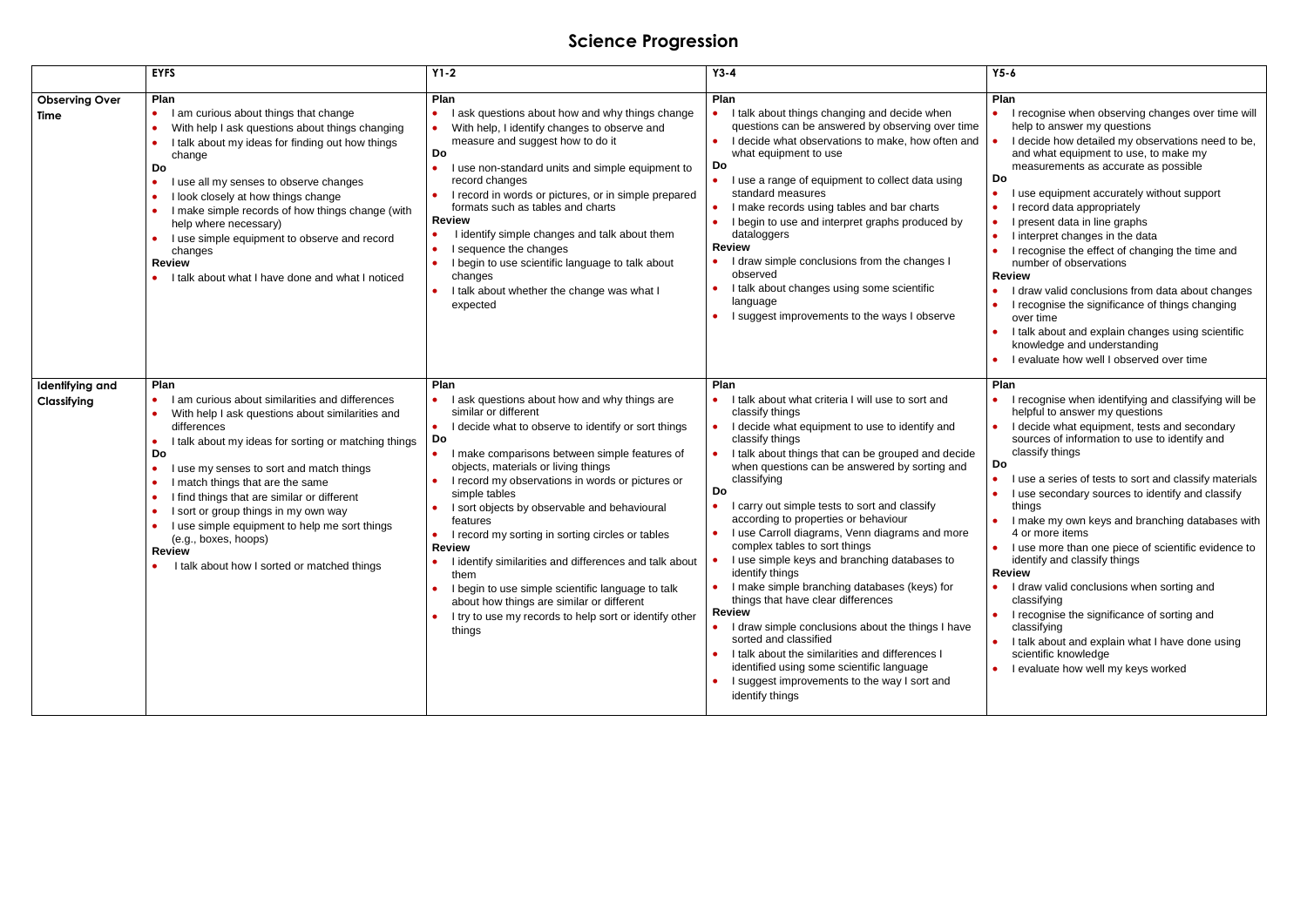# Science Progression

| | EYFS | Y1-2 | Y3-4 | Y5-6 |
|---|---|---|---|---|
| **Observing Over Time** | **Plan**<br>• I am curious about things that change<br>• With help I ask questions about things changing<br>• I talk about my ideas for finding out how things change<br>**Do**<br>• I use all my senses to observe changes<br>• I look closely at how things change<br>• I make simple records of how things change (with help where necessary)<br>• I use simple equipment to observe and record changes<br>**Review**<br>• I talk about what I have done and what I noticed | **Plan**<br>• I ask questions about how and why things change<br>• With help, I identify changes to observe and measure and suggest how to do it<br>**Do**<br>• I use non-standard units and simple equipment to record changes<br>• I record in words or pictures, or in simple prepared formats such as tables and charts<br>**Review**<br>• I identify simple changes and talk about them<br>• I sequence the changes<br>• I begin to use scientific language to talk about changes<br>• I talk about whether the change was what I expected | **Plan**<br>• I talk about things changing and decide when questions can be answered by observing over time<br>• I decide what observations to make, how often and what equipment to use<br>**Do**<br>• I use a range of equipment to collect data using standard measures<br>• I make records using tables and bar charts<br>• I begin to use and interpret graphs produced by dataloggers<br>**Review**<br>• I draw simple conclusions from the changes I observed<br>• I talk about changes using some scientific language<br>• I suggest improvements to the ways I observe | **Plan**<br>• I recognise when observing changes over time will help to answer my questions<br>• I decide how detailed my observations need to be, and what equipment to use, to make my measurements as accurate as possible<br>**Do**<br>• I use equipment accurately without support<br>• I record data appropriately<br>• I present data in line graphs<br>• I interpret changes in the data<br>• I recognise the effect of changing the time and number of observations<br>**Review**<br>• I draw valid conclusions from data about changes<br>• I recognise the significance of things changing over time<br>• I talk about and explain changes using scientific knowledge and understanding<br>• I evaluate how well I observed over time |
| **Identifying and Classifying** | **Plan**<br>• I am curious about similarities and differences<br>• With help I ask questions about similarities and differences<br>• I talk about my ideas for sorting or matching things<br>**Do**<br>• I use my senses to sort and match things<br>• I match things that are the same<br>• I find things that are similar or different<br>• I sort or group things in my own way<br>• I use simple equipment to help me sort things (e.g., boxes, hoops)<br>**Review**<br>• I talk about how I sorted or matched things | **Plan**<br>• I ask questions about how and why things are similar or different<br>• I decide what to observe to identify or sort things<br>**Do**<br>• I make comparisons between simple features of objects, materials or living things<br>• I record my observations in words or pictures or simple tables<br>• I sort objects by observable and behavioural features<br>• I record my sorting in sorting circles or tables<br>**Review**<br>• I identify similarities and differences and talk about them<br>• I begin to use simple scientific language to talk about how things are similar or different<br>• I try to use my records to help sort or identify other things | **Plan**<br>• I talk about what criteria I will use to sort and classify things<br>• I decide what equipment to use to identify and classify things<br>• I talk about things that can be grouped and decide when questions can be answered by sorting and classifying<br>**Do**<br>• I carry out simple tests to sort and classify according to properties or behaviour<br>• I use Carroll diagrams, Venn diagrams and more complex tables to sort things<br>• I use simple keys and branching databases to identify things<br>• I make simple branching databases (keys) for things that have clear differences<br>**Review**<br>• I draw simple conclusions about the things I have sorted and classified<br>• I talk about the similarities and differences I identified using some scientific language<br>• I suggest improvements to the way I sort and identify things | **Plan**<br>• I recognise when identifying and classifying will be helpful to answer my questions<br>• I decide what equipment, tests and secondary sources of information to use to identify and classify things<br>**Do**<br>• I use a series of tests to sort and classify materials<br>• I use secondary sources to identify and classify things<br>• I make my own keys and branching databases with 4 or more items<br>• I use more than one piece of scientific evidence to identify and classify things<br>**Review**<br>• I draw valid conclusions when sorting and classifying<br>• I recognise the significance of sorting and classifying<br>• I talk about and explain what I have done using scientific knowledge<br>• I evaluate how well my keys worked |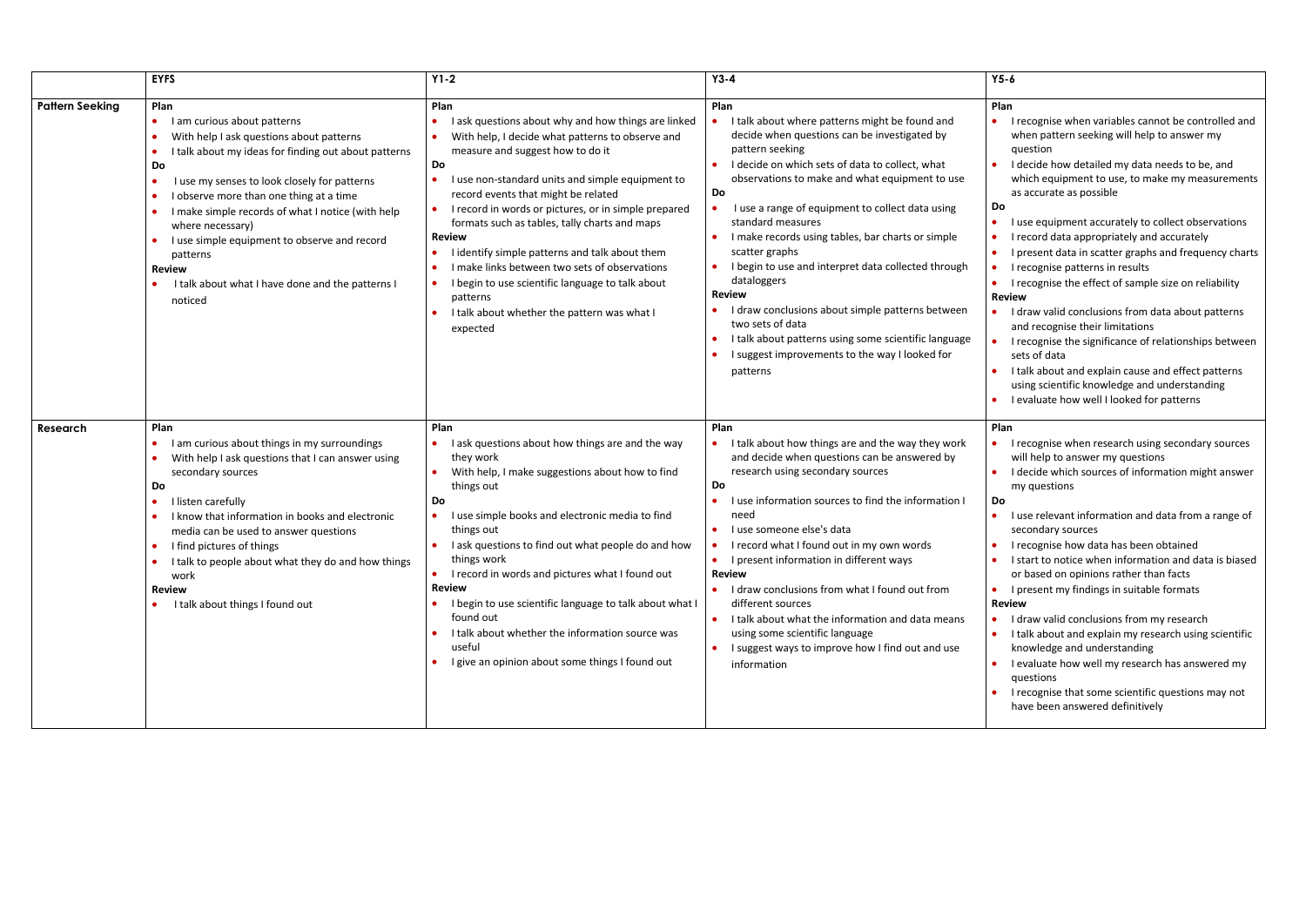| | EYFS | Y1-2 | Y3-4 | Y5-6 |
|---|---|---|---|---|
| **Pattern Seeking** | **Plan**<br>• I am curious about patterns<br>• With help I ask questions about patterns<br>• I talk about my ideas for finding out about patterns<br>**Do**<br>• I use my senses to look closely for patterns<br>• I observe more than one thing at a time<br>• I make simple records of what I notice (with help where necessary)<br>• I use simple equipment to observe and record patterns<br>**Review**<br>• I talk about what I have done and the patterns I noticed | **Plan**<br>• I ask questions about why and how things are linked<br>• With help, I decide what patterns to observe and measure and suggest how to do it<br>**Do**<br>• I use non-standard units and simple equipment to record events that might be related<br>• I record in words or pictures, or in simple prepared formats such as tables, tally charts and maps<br>**Review**<br>• I identify simple patterns and talk about them<br>• I make links between two sets of observations<br>• I begin to use scientific language to talk about patterns<br>• I talk about whether the pattern was what I expected | **Plan**<br>• I talk about where patterns might be found and decide when questions can be investigated by pattern seeking<br>• I decide on which sets of data to collect, what observations to make and what equipment to use<br>**Do**<br>• I use a range of equipment to collect data using standard measures<br>• I make records using tables, bar charts or simple scatter graphs<br>• I begin to use and interpret data collected through dataloggers<br>**Review**<br>• I draw conclusions about simple patterns between two sets of data<br>• I talk about patterns using some scientific language<br>• I suggest improvements to the way I looked for patterns | **Plan**<br>• I recognise when variables cannot be controlled and when pattern seeking will help to answer my question<br>• I decide how detailed my data needs to be, and which equipment to use, to make my measurements as accurate as possible<br>**Do**<br>• I use equipment accurately to collect observations<br>• I record data appropriately and accurately<br>• I present data in scatter graphs and frequency charts<br>• I recognise patterns in results<br>• I recognise the effect of sample size on reliability<br>**Review**<br>• I draw valid conclusions from data about patterns and recognise their limitations<br>• I recognise the significance of relationships between sets of data<br>• I talk about and explain cause and effect patterns using scientific knowledge and understanding<br>• I evaluate how well I looked for patterns |
| **Research** | **Plan**<br>• I am curious about things in my surroundings<br>• With help I ask questions that I can answer using secondary sources<br>**Do**<br>• I listen carefully<br>• I know that information in books and electronic media can be used to answer questions<br>• I find pictures of things<br>• I talk to people about what they do and how things work<br>**Review**<br>• I talk about things I found out | **Plan**<br>• I ask questions about how things are and the way they work<br>• With help, I make suggestions about how to find things out<br>**Do**<br>• I use simple books and electronic media to find things out<br>• I ask questions to find out what people do and how things work<br>• I record in words and pictures what I found out<br>**Review**<br>• I begin to use scientific language to talk about what I found out<br>• I talk about whether the information source was useful<br>• I give an opinion about some things I found out | **Plan**<br>• I talk about how things are and the way they work and decide when questions can be answered by research using secondary sources<br>**Do**<br>• I use information sources to find the information I need<br>• I use someone else's data<br>• I record what I found out in my own words<br>• I present information in different ways<br>**Review**<br>• I draw conclusions from what I found out from different sources<br>• I talk about what the information and data means using some scientific language<br>• I suggest ways to improve how I find out and use information | **Plan**<br>• I recognise when research using secondary sources will help to answer my questions<br>• I decide which sources of information might answer my questions<br>**Do**<br>• I use relevant information and data from a range of secondary sources<br>• I recognise how data has been obtained<br>• I start to notice when information and data is biased or based on opinions rather than facts<br>• I present my findings in suitable formats<br>**Review**<br>• I draw valid conclusions from my research<br>• I talk about and explain my research using scientific knowledge and understanding<br>• I evaluate how well my research has answered my questions<br>• I recognise that some scientific questions may not have been answered definitively |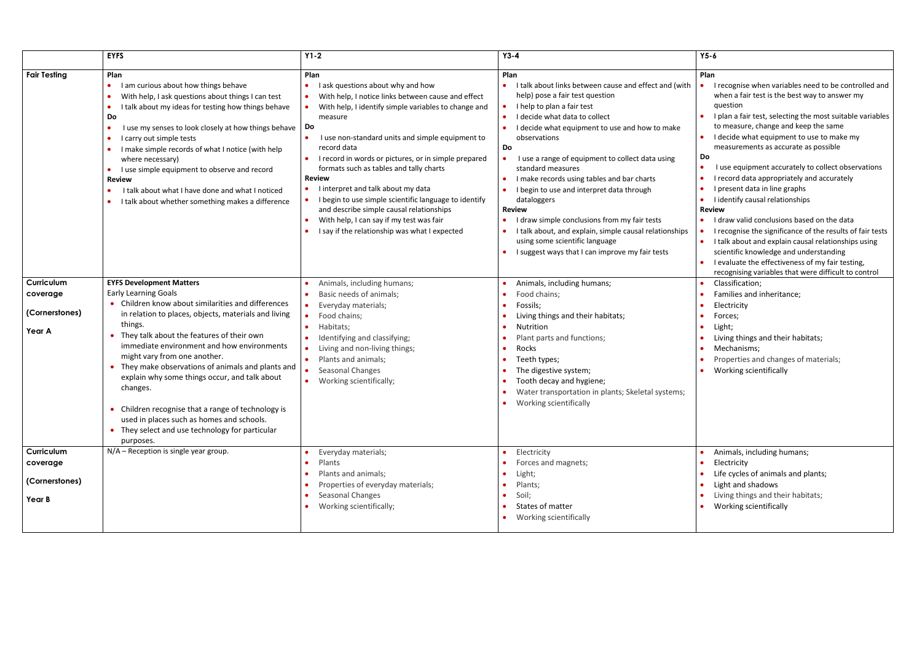| | EYFS | Y1-2 | Y3-4 | Y5-6 |
|---|---|---|---|---|
| **Fair Testing** | **Plan**<br>• I am curious about how things behave<br>• With help, I ask questions about things I can test<br>• I talk about my ideas for testing how things behave<br>**Do**<br>• I use my senses to look closely at how things behave<br>• I carry out simple tests<br>• I make simple records of what I notice (with help where necessary)<br>• I use simple equipment to observe and record<br>**Review**<br>• I talk about what I have done and what I noticed<br>• I talk about whether something makes a difference | **Plan**<br>• I ask questions about why and how<br>• With help, I notice links between cause and effect<br>• With help, I identify simple variables to change and measure<br>**Do**<br>• I use non-standard units and simple equipment to record data<br>• I record in words or pictures, or in simple prepared formats such as tables and tally charts<br>**Review**<br>• I interpret and talk about my data<br>• I begin to use simple scientific language to identify and describe simple causal relationships<br>• With help, I can say if my test was fair<br>• I say if the relationship was what I expected | **Plan**<br>• I talk about links between cause and effect (with help) pose a fair test question<br>• I help to plan a fair test<br>• I decide what data to collect<br>• I decide what equipment to use and how to make observations<br>**Do**<br>• I use a range of equipment to collect data using standard measures<br>• I make records using tables and bar charts<br>• I begin to use and interpret data through dataloggers<br>**Review**<br>• I draw simple conclusions from my fair tests<br>• I talk about, and explain, simple causal relationships using some scientific language<br>• I suggest ways that I can improve my fair tests | **Plan**<br>• I recognise when variables need to be controlled and when a fair test is the best way to answer my question<br>• I plan a fair test, selecting the most suitable variables to measure, change and keep the same<br>• I decide what equipment to use to make my measurements as accurate as possible<br>**Do**<br>• I use equipment accurately to collect observations<br>• I record data appropriately and accurately<br>• I present data in line graphs<br>• I identify causal relationships<br>**Review**<br>• I draw valid conclusions based on the data<br>• I recognise the significance of the results of fair tests<br>• I talk about and explain causal relationships using scientific knowledge and understanding<br>• I evaluate the effectiveness of my fair testing, recognising variables that were difficult to control |
| **Curriculum coverage (Cornerstones) Year A** | **EYFS Development Matters**<br>Early Learning Goals<br>• Children know about similarities and differences in relation to places, objects, materials and living things.<br>• They talk about the features of their own immediate environment and how environments might vary from one another.<br>• They make observations of animals and plants and explain why some things occur, and talk about changes.<br>• Children recognise that a range of technology is used in places such as homes and schools.<br>• They select and use technology for particular purposes. | • Animals, including humans;<br>• Basic needs of animals;<br>• Everyday materials;<br>• Food chains;<br>• Habitats;<br>• Identifying and classifying;<br>• Living and non-living things;<br>• Plants and animals;<br>• Seasonal Changes<br>• Working scientifically; | • Animals, including humans;<br>• Food chains;<br>• Fossils;<br>• Living things and their habitats;<br>• Nutrition<br>• Plant parts and functions;<br>• Rocks<br>• Teeth types;<br>• The digestive system;<br>• Tooth decay and hygiene;<br>• Water transportation in plants; Skeletal systems;<br>• Working scientifically | • Classification;<br>• Families and inheritance;<br>• Electricity<br>• Forces;<br>• Light;<br>• Living things and their habitats;<br>• Mechanisms;<br>• Properties and changes of materials;<br>• Working scientifically |
| **Curriculum coverage (Cornerstones) Year B** | N/A – Reception is single year group. | • Everyday materials;<br>• Plants<br>• Plants and animals;<br>• Properties of everyday materials;<br>• Seasonal Changes<br>• Working scientifically; | • Electricity<br>• Forces and magnets;<br>• Light;<br>• Plants;<br>• Soil;<br>• States of matter<br>• Working scientifically | • Animals, including humans;<br>• Electricity<br>• Life cycles of animals and plants;<br>• Light and shadows<br>• Living things and their habitats;<br>• Working scientifically |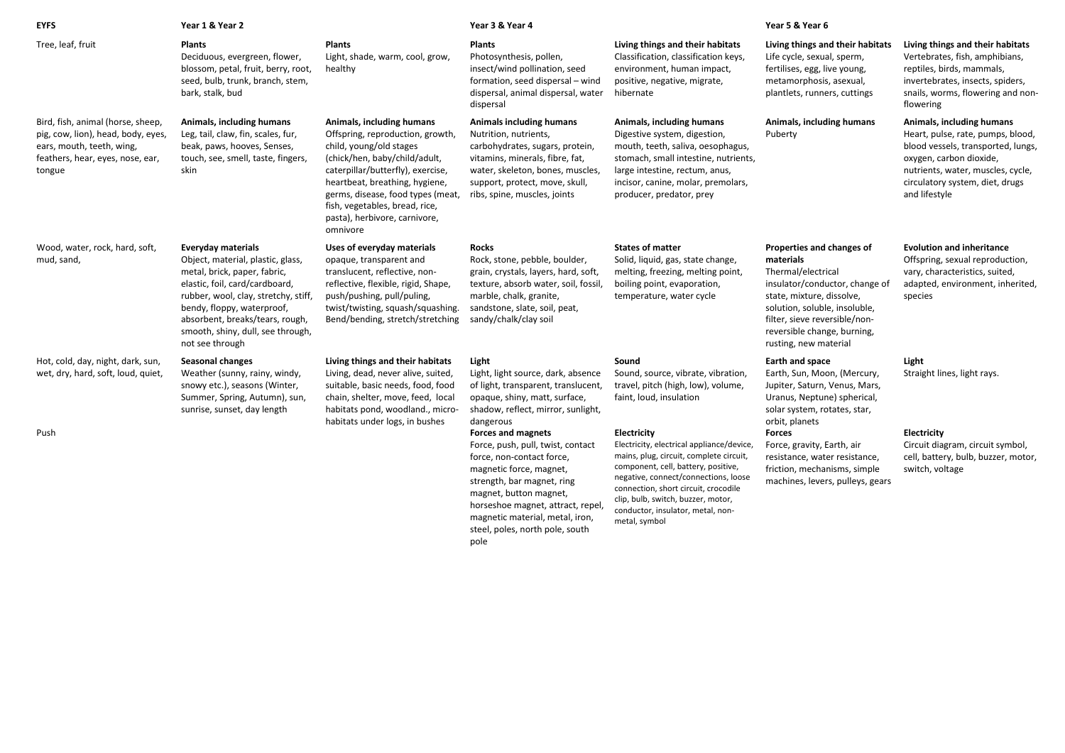| EYFS | Year 1 & Year 2 | | Year 3 & Year 4 | | Year 5 & Year 6 | |
|---|---|---|---|---|---|---|
| Tree, leaf, fruit | **Plants** Deciduous, evergreen, flower, blossom, petal, fruit, berry, root, seed, bulb, trunk, branch, stem, bark, stalk, bud | **Plants** Light, shade, warm, cool, grow, healthy | **Plants** Photosynthesis, pollen, insect/wind pollination, seed formation, seed dispersal – wind dispersal, animal dispersal, water dispersal | **Living things and their habitats** Classification, classification keys, environment, human impact, positive, negative, migrate, hibernate | **Living things and their habitats** Life cycle, sexual, sperm, fertilises, egg, live young, metamorphosis, asexual, plantlets, runners, cuttings | **Living things and their habitats** Vertebrates, fish, amphibians, reptiles, birds, mammals, invertebrates, insects, spiders, snails, worms, flowering and non-flowering |
| Bird, fish, animal (horse, sheep, pig, cow, lion), head, body, eyes, ears, mouth, teeth, wing, feathers, hear, eyes, nose, ear, tongue | **Animals, including humans** Leg, tail, claw, fin, scales, fur, beak, paws, hooves, Senses, touch, see, smell, taste, fingers, skin | **Animals, including humans** Offspring, reproduction, growth, child, young/old stages (chick/hen, baby/child/adult, caterpillar/butterfly), exercise, heartbeat, breathing, hygiene, germs, disease, food types (meat, fish, vegetables, bread, rice, pasta), herbivore, carnivore, omnivore | **Animals including humans** Nutrition, nutrients, carbohydrates, sugars, protein, vitamins, minerals, fibre, fat, water, skeleton, bones, muscles, support, protect, move, skull, ribs, spine, muscles, joints | **Animals, including humans** Digestive system, digestion, mouth, teeth, saliva, oesophagus, stomach, small intestine, nutrients, large intestine, rectum, anus, incisor, canine, molar, premolars, producer, predator, prey | **Animals, including humans** Puberty | **Animals, including humans** Heart, pulse, rate, pumps, blood, blood vessels, transported, lungs, oxygen, carbon dioxide, nutrients, water, muscles, cycle, circulatory system, diet, drugs and lifestyle |
| Wood, water, rock, hard, soft, mud, sand, | **Everyday materials** Object, material, plastic, glass, metal, brick, paper, fabric, elastic, foil, card/cardboard, rubber, wool, clay, stretchy, stiff, bendy, floppy, waterproof, absorbent, breaks/tears, rough, smooth, shiny, dull, see through, not see through | **Uses of everyday materials** opaque, transparent and translucent, reflective, non-reflective, flexible, rigid, Shape, push/pushing, pull/puling, twist/twisting, squash/squashing. Bend/bending, stretch/stretching | **Rocks** Rock, stone, pebble, boulder, grain, crystals, layers, hard, soft, texture, absorb water, soil, fossil, marble, chalk, granite, sandstone, slate, soil, peat, sandy/chalk/clay soil | **States of matter** Solid, liquid, gas, state change, melting, freezing, melting point, boiling point, evaporation, temperature, water cycle | **Properties and changes of materials** Thermal/electrical insulator/conductor, change of state, mixture, dissolve, solution, soluble, insoluble, filter, sieve reversible/non-reversible change, burning, rusting, new material | **Evolution and inheritance** Offspring, sexual reproduction, vary, characteristics, suited, adapted, environment, inherited, species |
| Hot, cold, day, night, dark, sun, wet, dry, hard, soft, loud, quiet, | **Seasonal changes** Weather (sunny, rainy, windy, snowy etc.), seasons (Winter, Summer, Spring, Autumn), sun, sunrise, sunset, day length | **Living things and their habitats** Living, dead, never alive, suited, suitable, basic needs, food, food chain, shelter, move, feed, local habitats pond, woodland., micro-habitats under logs, in bushes | **Light** Light, light source, dark, absence of light, transparent, translucent, opaque, shiny, matt, surface, shadow, reflect, mirror, sunlight, dangerous | **Sound** Sound, source, vibrate, vibration, travel, pitch (high, low), volume, faint, loud, insulation | **Earth and space** Earth, Sun, Moon, (Mercury, Jupiter, Saturn, Venus, Mars, Uranus, Neptune) spherical, solar system, rotates, star, orbit, planets | **Light** Straight lines, light rays. |
| Push | | | **Forces and magnets** Force, push, pull, twist, contact force, non-contact force, magnetic force, magnet, strength, bar magnet, ring magnet, button magnet, horseshoe magnet, attract, repel, magnetic material, metal, iron, steel, poles, north pole, south pole | **Electricity** Electricity, electrical appliance/device, mains, plug, circuit, complete circuit, component, cell, battery, positive, negative, connect/connections, loose connection, short circuit, crocodile clip, bulb, switch, buzzer, motor, conductor, insulator, metal, non-metal, symbol | **Forces** Force, gravity, Earth, air resistance, water resistance, friction, mechanisms, simple machines, levers, pulleys, gears | **Electricity** Circuit diagram, circuit symbol, cell, battery, bulb, buzzer, motor, switch, voltage |